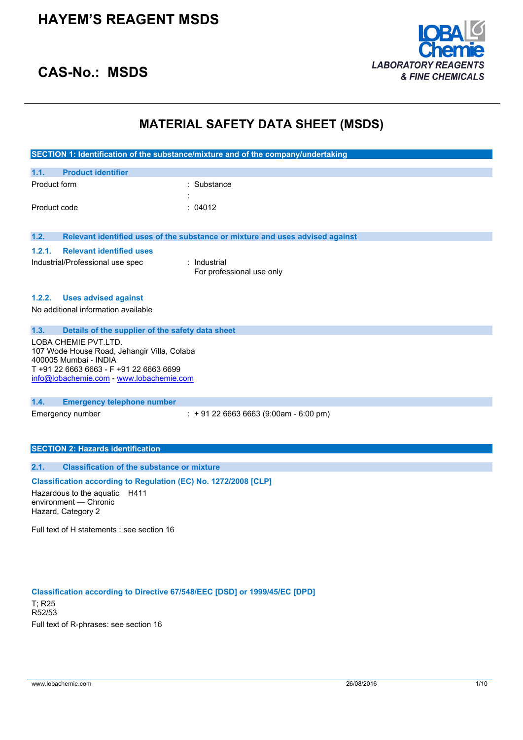# HAYEM'S REAGENT MSDS

## CAS-No.: MSDS

LOBA Chemie
*LABORATORY REAGENTS & FINE CHEMICALS*

# MATERIAL SAFETY DATA SHEET (MSDS)

## SECTION 1: Identification of the substance/mixture and of the company/undertaking

### 1.1. Product identifier

| | |
|---|---|
| Product form | : Substance |
| | : |
| Product code | : 04012 |

### 1.2. Relevant identified uses of the substance or mixture and uses advised against

#### 1.2.1. Relevant identified uses

| | |
|---|---|
| Industrial/Professional use spec | : Industrial<br>For professional use only |

#### 1.2.2. Uses advised against

No additional information available

### 1.3. Details of the supplier of the safety data sheet

LOBA CHEMIE PVT.LTD.
107 Wode House Road, Jehangir Villa, Colaba
400005 Mumbai - INDIA
T +91 22 6663 6663 - F +91 22 6663 6699
info@lobachemie.com - www.lobachemie.com

### 1.4. Emergency telephone number

| | |
|---|---|
| Emergency number | : + 91 22 6663 6663 (9:00am - 6:00 pm) |

## SECTION 2: Hazards identification

### 2.1. Classification of the substance or mixture

**Classification according to Regulation (EC) No. 1272/2008 [CLP]**

| | |
|---|---|
| Hazardous to the aquatic environment — Chronic Hazard, Category 2 | H411 |

Full text of H statements : see section 16

**Classification according to Directive 67/548/EEC [DSD] or 1999/45/EC [DPD]**

T; R25
R52/53

Full text of R-phrases: see section 16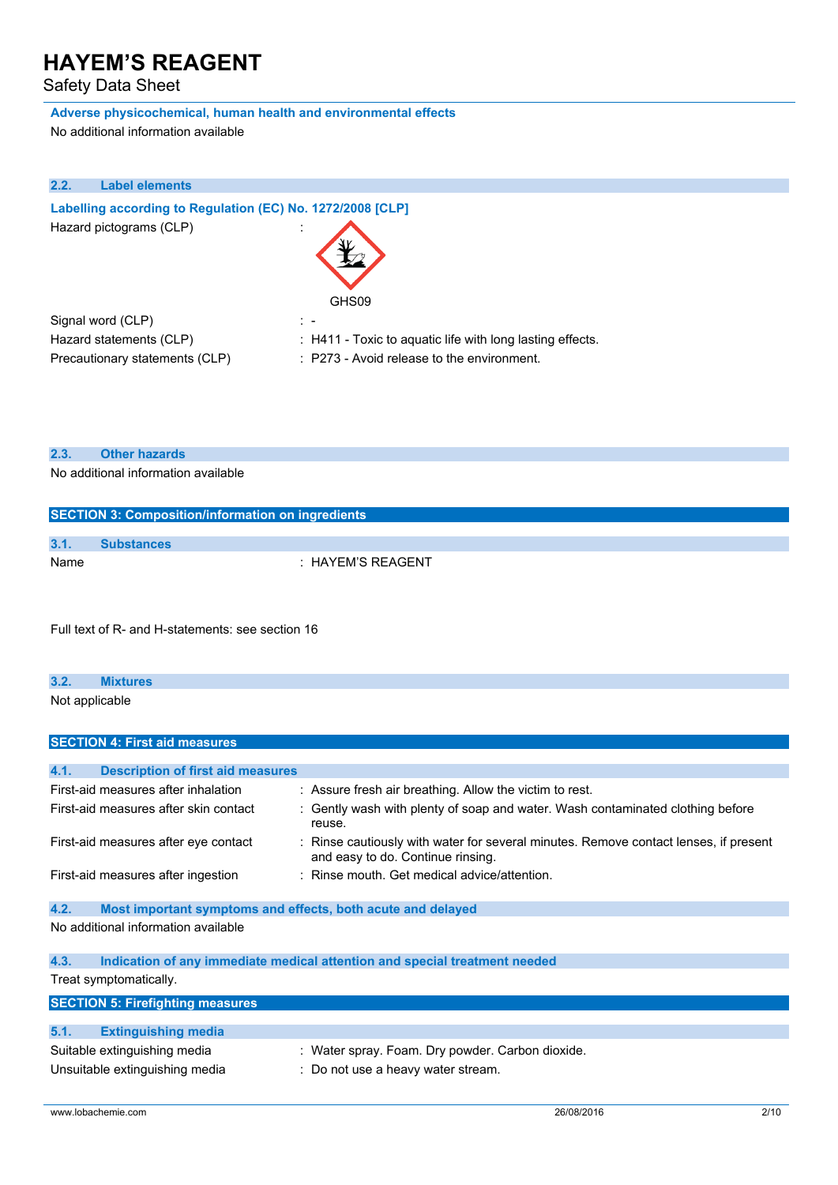**Adverse physicochemical, human health and environmental effects**

No additional information available

### 2.2. Label elements

**Labelling according to Regulation (EC) No. 1272/2008 [CLP]**

| | |
|---|---|
| Hazard pictograms (CLP) | : GHS09 |
| Signal word (CLP) | : - |
| Hazard statements (CLP) | : H411 - Toxic to aquatic life with long lasting effects. |
| Precautionary statements (CLP) | : P273 - Avoid release to the environment. |

### 2.3. Other hazards

No additional information available

## SECTION 3: Composition/information on ingredients

### 3.1. Substances

| | |
|---|---|
| Name | : HAYEM'S REAGENT |

Full text of R- and H-statements: see section 16

### 3.2. Mixtures

Not applicable

## SECTION 4: First aid measures

### 4.1. Description of first aid measures

| | |
|---|---|
| First-aid measures after inhalation | : Assure fresh air breathing. Allow the victim to rest. |
| First-aid measures after skin contact | : Gently wash with plenty of soap and water. Wash contaminated clothing before reuse. |
| First-aid measures after eye contact | : Rinse cautiously with water for several minutes. Remove contact lenses, if present and easy to do. Continue rinsing. |
| First-aid measures after ingestion | : Rinse mouth. Get medical advice/attention. |

### 4.2. Most important symptoms and effects, both acute and delayed

No additional information available

### 4.3. Indication of any immediate medical attention and special treatment needed

Treat symptomatically.

## SECTION 5: Firefighting measures

### 5.1. Extinguishing media

| | |
|---|---|
| Suitable extinguishing media | : Water spray. Foam. Dry powder. Carbon dioxide. |
| Unsuitable extinguishing media | : Do not use a heavy water stream. |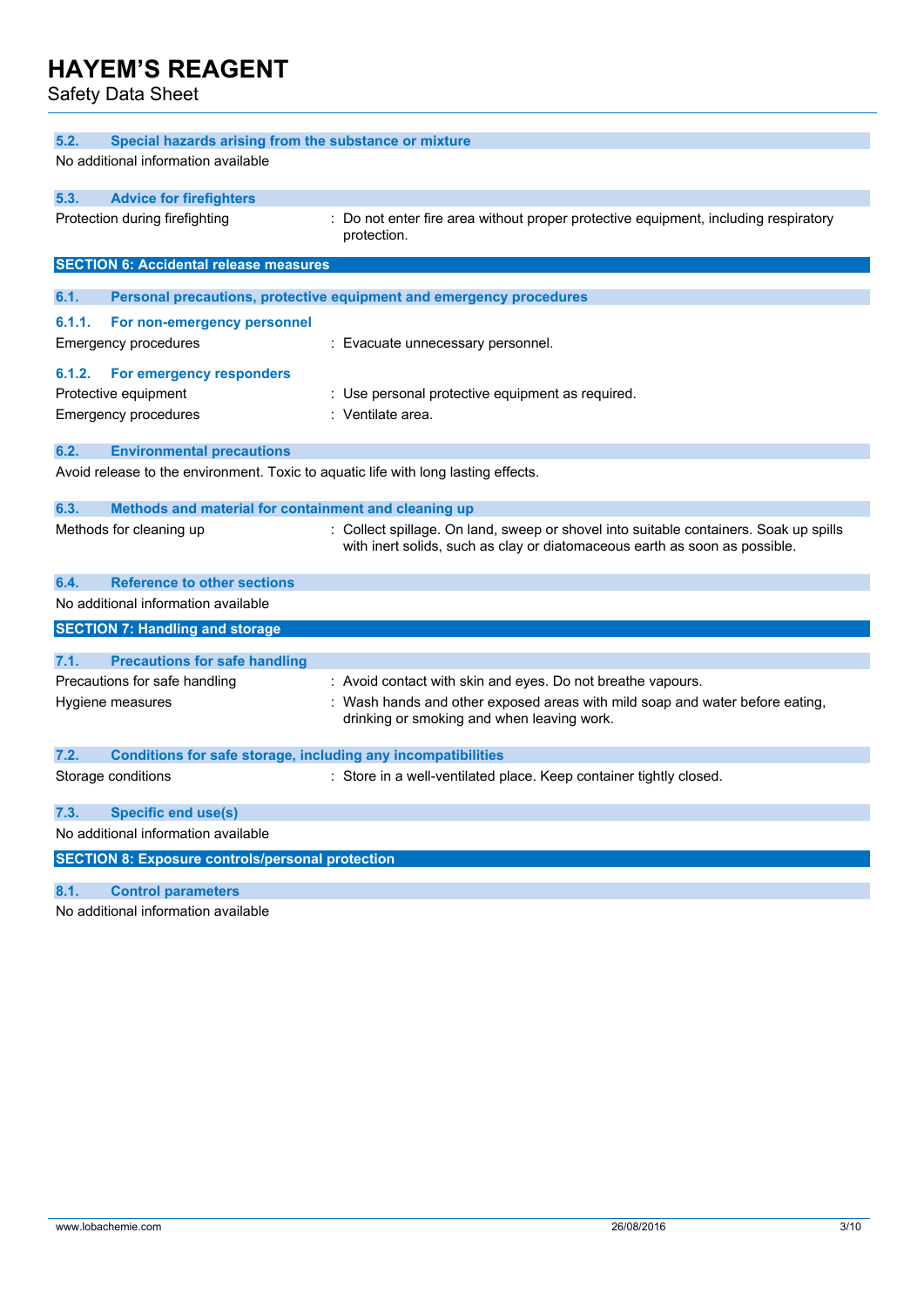### 5.2. Special hazards arising from the substance or mixture

No additional information available

### 5.3. Advice for firefighters

Protection during firefighting : Do not enter fire area without proper protective equipment, including respiratory protection.

## SECTION 6: Accidental release measures

### 6.1. Personal precautions, protective equipment and emergency procedures

#### 6.1.1. For non-emergency personnel

Emergency procedures : Evacuate unnecessary personnel.

#### 6.1.2. For emergency responders

Protective equipment : Use personal protective equipment as required.

Emergency procedures : Ventilate area.

### 6.2. Environmental precautions

Avoid release to the environment. Toxic to aquatic life with long lasting effects.

### 6.3. Methods and material for containment and cleaning up

Methods for cleaning up : Collect spillage. On land, sweep or shovel into suitable containers. Soak up spills with inert solids, such as clay or diatomaceous earth as soon as possible.

### 6.4. Reference to other sections

No additional information available

## SECTION 7: Handling and storage

### 7.1. Precautions for safe handling

Precautions for safe handling : Avoid contact with skin and eyes. Do not breathe vapours.

Hygiene measures : Wash hands and other exposed areas with mild soap and water before eating, drinking or smoking and when leaving work.

### 7.2. Conditions for safe storage, including any incompatibilities

Storage conditions : Store in a well-ventilated place. Keep container tightly closed.

### 7.3. Specific end use(s)

No additional information available

## SECTION 8: Exposure controls/personal protection

### 8.1. Control parameters

No additional information available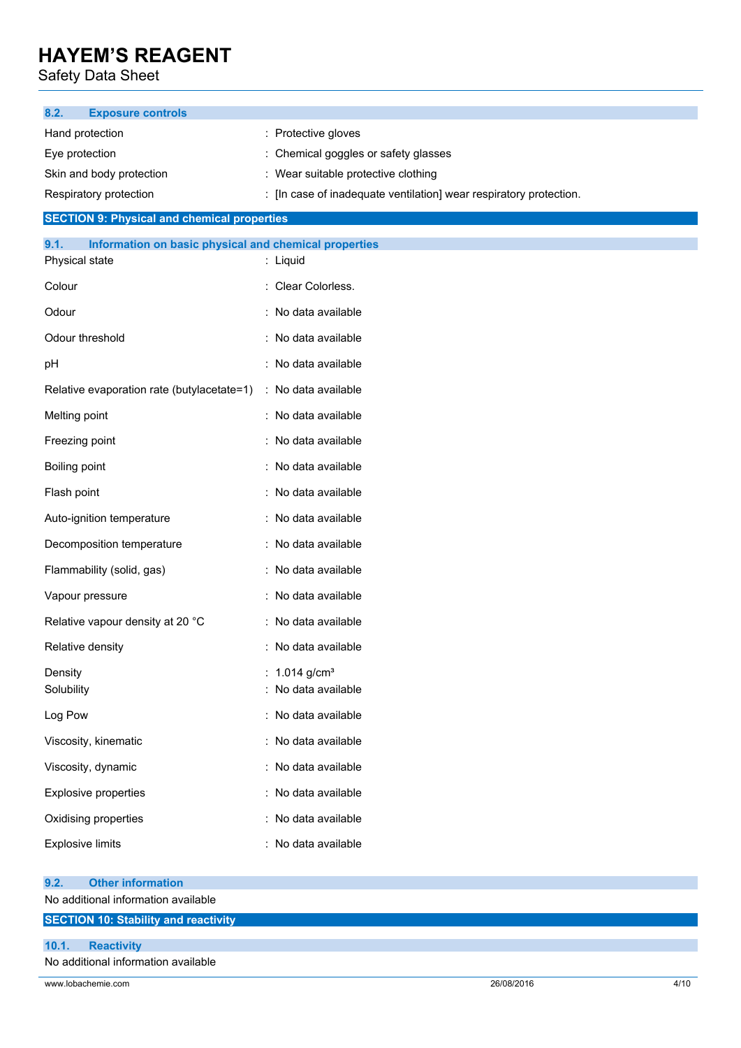### 8.2. Exposure controls

| | |
|---|---|
| Hand protection | : Protective gloves |
| Eye protection | : Chemical goggles or safety glasses |
| Skin and body protection | : Wear suitable protective clothing |
| Respiratory protection | : [In case of inadequate ventilation] wear respiratory protection. |

## SECTION 9: Physical and chemical properties

### 9.1. Information on basic physical and chemical properties

| | |
|---|---|
| Physical state | : Liquid |
| Colour | : Clear Colorless. |
| Odour | : No data available |
| Odour threshold | : No data available |
| pH | : No data available |
| Relative evaporation rate (butylacetate=1) | : No data available |
| Melting point | : No data available |
| Freezing point | : No data available |
| Boiling point | : No data available |
| Flash point | : No data available |
| Auto-ignition temperature | : No data available |
| Decomposition temperature | : No data available |
| Flammability (solid, gas) | : No data available |
| Vapour pressure | : No data available |
| Relative vapour density at 20 °C | : No data available |
| Relative density | : No data available |
| Density | : 1.014 g/cm³ |
| Solubility | : No data available |
| Log Pow | : No data available |
| Viscosity, kinematic | : No data available |
| Viscosity, dynamic | : No data available |
| Explosive properties | : No data available |
| Oxidising properties | : No data available |
| Explosive limits | : No data available |

### 9.2. Other information

No additional information available

## SECTION 10: Stability and reactivity

### 10.1. Reactivity

No additional information available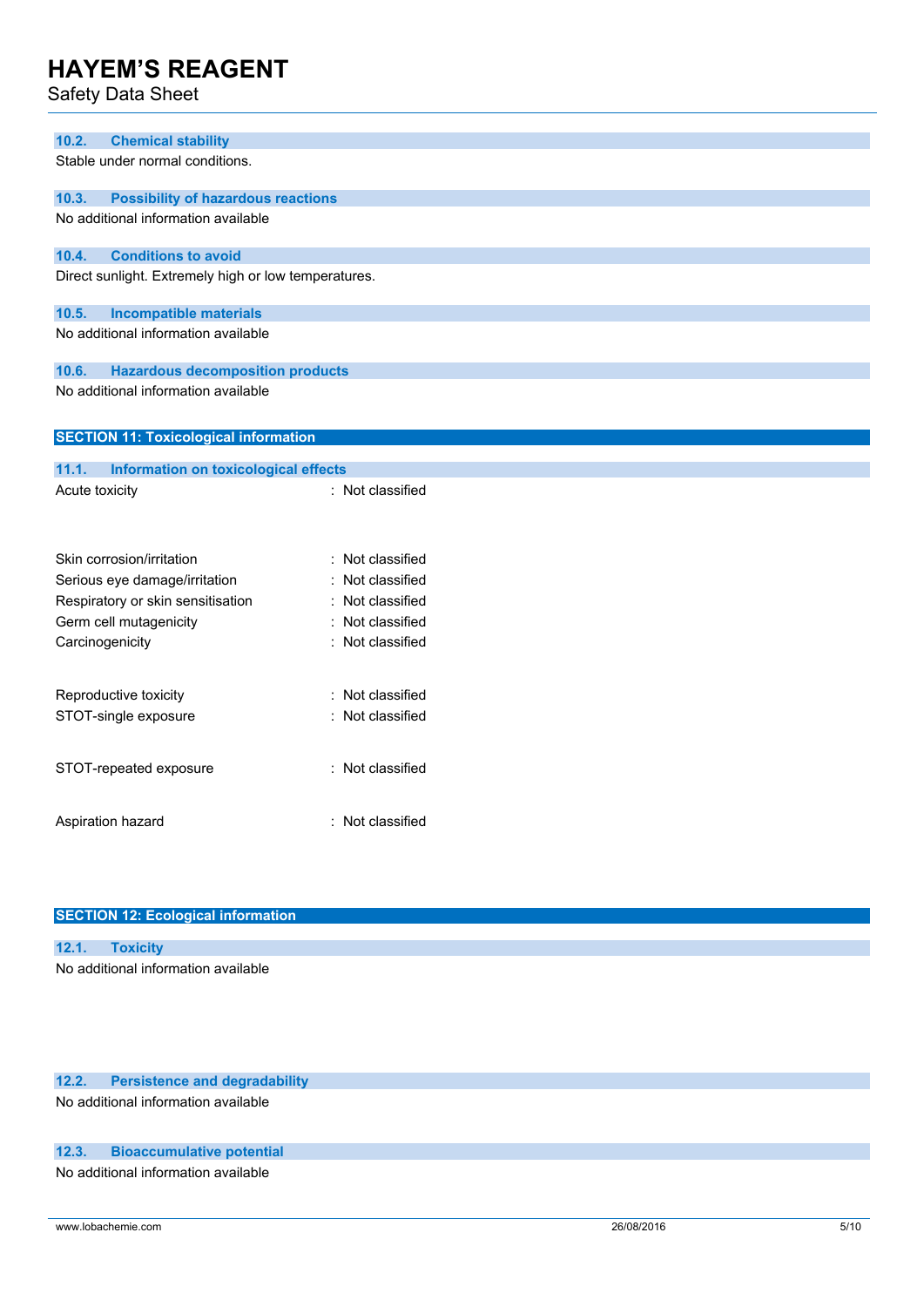### 10.2. Chemical stability

Stable under normal conditions.

### 10.3. Possibility of hazardous reactions

No additional information available

### 10.4. Conditions to avoid

Direct sunlight. Extremely high or low temperatures.

### 10.5. Incompatible materials

No additional information available

### 10.6. Hazardous decomposition products

No additional information available

## SECTION 11: Toxicological information

### 11.1. Information on toxicological effects

Acute toxicity : Not classified

Skin corrosion/irritation : Not classified

Serious eye damage/irritation : Not classified

Respiratory or skin sensitisation : Not classified

Germ cell mutagenicity : Not classified

Carcinogenicity : Not classified

Reproductive toxicity : Not classified

STOT-single exposure : Not classified

STOT-repeated exposure : Not classified

Aspiration hazard : Not classified

## SECTION 12: Ecological information

### 12.1. Toxicity

No additional information available

### 12.2. Persistence and degradability

No additional information available

### 12.3. Bioaccumulative potential

No additional information available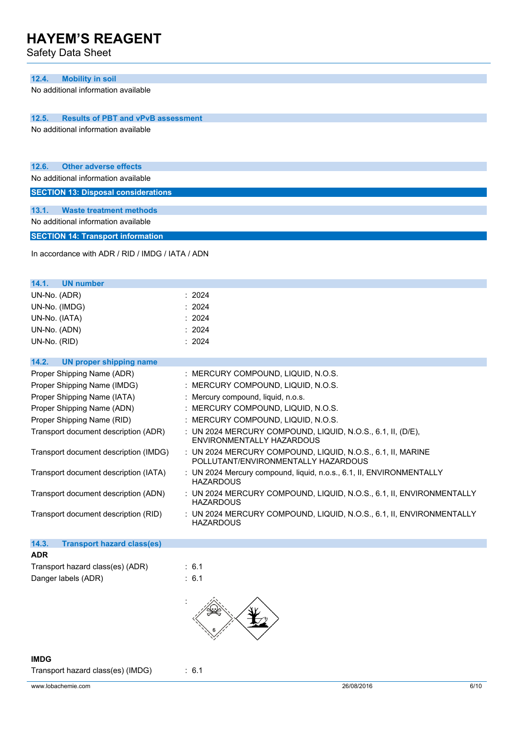### 12.4. Mobility in soil

No additional information available

### 12.5. Results of PBT and vPvB assessment

No additional information available

### 12.6. Other adverse effects

No additional information available

## SECTION 13: Disposal considerations

### 13.1. Waste treatment methods

No additional information available

## SECTION 14: Transport information

In accordance with ADR / RID / IMDG / IATA / ADN

### 14.1. UN number

| | |
|---|---|
| UN-No. (ADR) | : 2024 |
| UN-No. (IMDG) | : 2024 |
| UN-No. (IATA) | : 2024 |
| UN-No. (ADN) | : 2024 |
| UN-No. (RID) | : 2024 |

### 14.2. UN proper shipping name

| | |
|---|---|
| Proper Shipping Name (ADR) | : MERCURY COMPOUND, LIQUID, N.O.S. |
| Proper Shipping Name (IMDG) | : MERCURY COMPOUND, LIQUID, N.O.S. |
| Proper Shipping Name (IATA) | : Mercury compound, liquid, n.o.s. |
| Proper Shipping Name (ADN) | : MERCURY COMPOUND, LIQUID, N.O.S. |
| Proper Shipping Name (RID) | : MERCURY COMPOUND, LIQUID, N.O.S. |
| Transport document description (ADR) | : UN 2024 MERCURY COMPOUND, LIQUID, N.O.S., 6.1, II, (D/E), ENVIRONMENTALLY HAZARDOUS |
| Transport document description (IMDG) | : UN 2024 MERCURY COMPOUND, LIQUID, N.O.S., 6.1, II, MARINE POLLUTANT/ENVIRONMENTALLY HAZARDOUS |
| Transport document description (IATA) | : UN 2024 Mercury compound, liquid, n.o.s., 6.1, II, ENVIRONMENTALLY HAZARDOUS |
| Transport document description (ADN) | : UN 2024 MERCURY COMPOUND, LIQUID, N.O.S., 6.1, II, ENVIRONMENTALLY HAZARDOUS |
| Transport document description (RID) | : UN 2024 MERCURY COMPOUND, LIQUID, N.O.S., 6.1, II, ENVIRONMENTALLY HAZARDOUS |

### 14.3. Transport hazard class(es)

**ADR**

| | |
|---|---|
| Transport hazard class(es) (ADR) | : 6.1 |
| Danger labels (ADR) | : 6.1 |

**IMDG**

| | |
|---|---|
| Transport hazard class(es) (IMDG) | : 6.1 |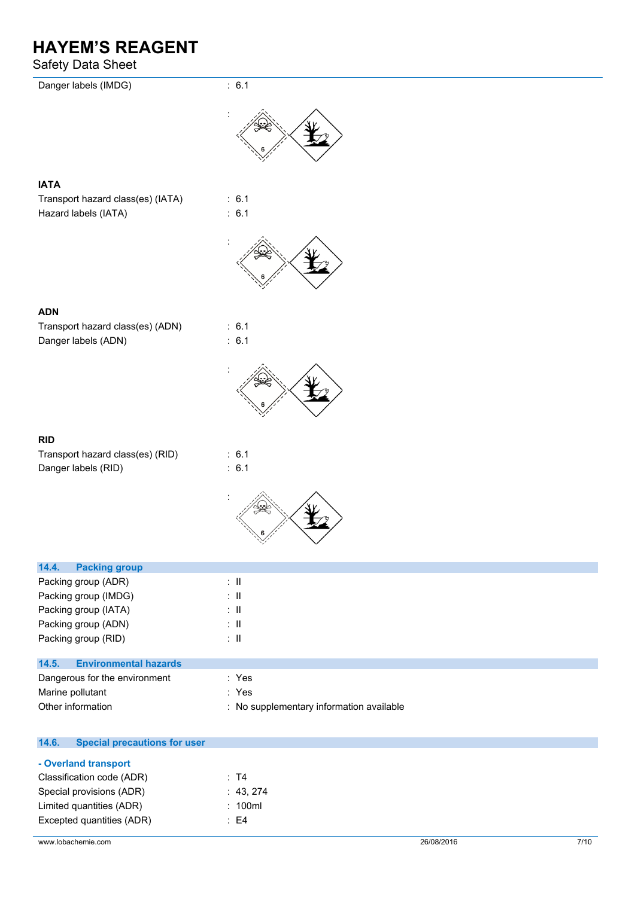Danger labels (IMDG) : 6.1

:

## IATA

Transport hazard class(es) (IATA) : 6.1

Hazard labels (IATA) : 6.1

:

## ADN

Transport hazard class(es) (ADN) : 6.1

Danger labels (ADN) : 6.1

:

## RID

Transport hazard class(es) (RID) : 6.1

Danger labels (RID) : 6.1

:

## 14.4. Packing group

Packing group (ADR) : II

Packing group (IMDG) : II

Packing group (IATA) : II

Packing group (ADN) : II

Packing group (RID) : II

## 14.5. Environmental hazards

Dangerous for the environment : Yes

Marine pollutant : Yes

Other information : No supplementary information available

## 14.6. Special precautions for user

### - Overland transport

Classification code (ADR) : T4

Special provisions (ADR) : 43, 274

Limited quantities (ADR) : 100ml

Excepted quantities (ADR) : E4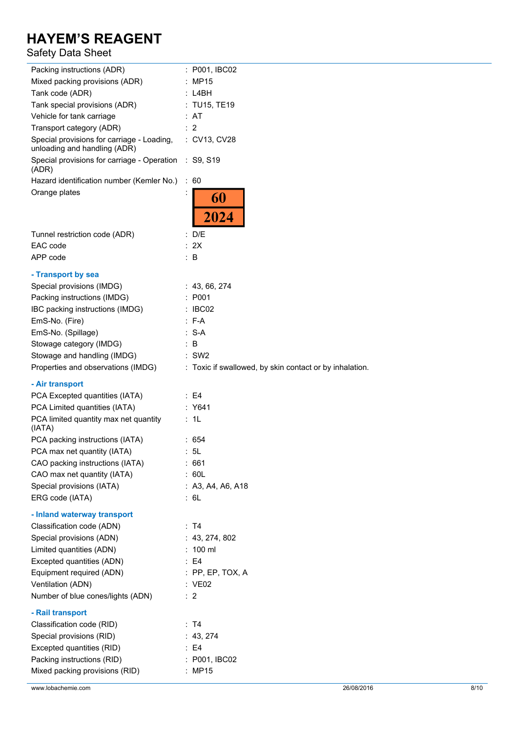| | |
|---|---|
| Packing instructions (ADR) | : P001, IBC02 |
| Mixed packing provisions (ADR) | : MP15 |
| Tank code (ADR) | : L4BH |
| Tank special provisions (ADR) | : TU15, TE19 |
| Vehicle for tank carriage | : AT |
| Transport category (ADR) | : 2 |
| Special provisions for carriage - Loading, unloading and handling (ADR) | : CV13, CV28 |
| Special provisions for carriage - Operation (ADR) | : S9, S19 |
| Hazard identification number (Kemler No.) | : 60 |
| Orange plates | : 60 / 2024 |
| Tunnel restriction code (ADR) | : D/E |
| EAC code | : 2X |
| APP code | : B |

**- Transport by sea**

| | |
|---|---|
| Special provisions (IMDG) | : 43, 66, 274 |
| Packing instructions (IMDG) | : P001 |
| IBC packing instructions (IMDG) | : IBC02 |
| EmS-No. (Fire) | : F-A |
| EmS-No. (Spillage) | : S-A |
| Stowage category (IMDG) | : B |
| Stowage and handling (IMDG) | : SW2 |
| Properties and observations (IMDG) | : Toxic if swallowed, by skin contact or by inhalation. |

**- Air transport**

| | |
|---|---|
| PCA Excepted quantities (IATA) | : E4 |
| PCA Limited quantities (IATA) | : Y641 |
| PCA limited quantity max net quantity (IATA) | : 1L |
| PCA packing instructions (IATA) | : 654 |
| PCA max net quantity (IATA) | : 5L |
| CAO packing instructions (IATA) | : 661 |
| CAO max net quantity (IATA) | : 60L |
| Special provisions (IATA) | : A3, A4, A6, A18 |
| ERG code (IATA) | : 6L |

**- Inland waterway transport**

| | |
|---|---|
| Classification code (ADN) | : T4 |
| Special provisions (ADN) | : 43, 274, 802 |
| Limited quantities (ADN) | : 100 ml |
| Excepted quantities (ADN) | : E4 |
| Equipment required (ADN) | : PP, EP, TOX, A |
| Ventilation (ADN) | : VE02 |
| Number of blue cones/lights (ADN) | : 2 |

**- Rail transport**

| | |
|---|---|
| Classification code (RID) | : T4 |
| Special provisions (RID) | : 43, 274 |
| Excepted quantities (RID) | : E4 |
| Packing instructions (RID) | : P001, IBC02 |
| Mixed packing provisions (RID) | : MP15 |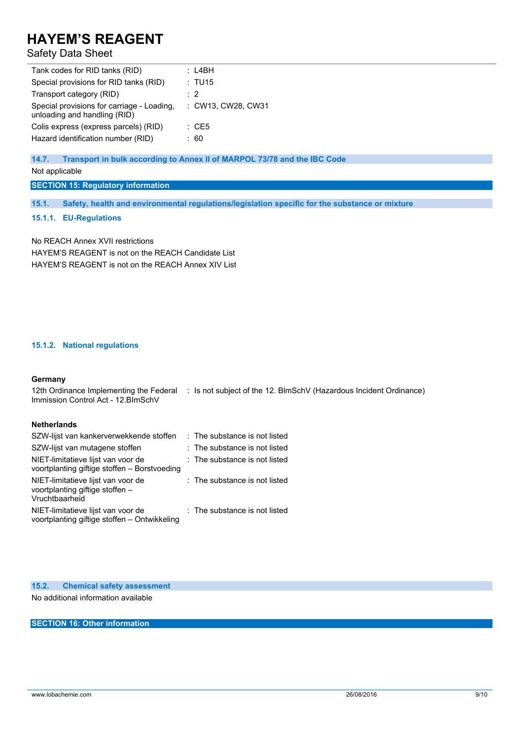| | |
|---|---|
| Tank codes for RID tanks (RID) | : L4BH |
| Special provisions for RID tanks (RID) | : TU15 |
| Transport category (RID) | : 2 |
| Special provisions for carriage - Loading, unloading and handling (RID) | : CW13, CW28, CW31 |
| Colis express (express parcels) (RID) | : CE5 |
| Hazard identification number (RID) | : 60 |

### 14.7. Transport in bulk according to Annex II of MARPOL 73/78 and the IBC Code

Not applicable

## SECTION 15: Regulatory information

### 15.1. Safety, health and environmental regulations/legislation specific for the substance or mixture

#### 15.1.1. EU-Regulations

No REACH Annex XVII restrictions

HAYEM'S REAGENT is not on the REACH Candidate List

HAYEM'S REAGENT is not on the REACH Annex XIV List

#### 15.1.2. National regulations

**Germany**

| | |
|---|---|
| 12th Ordinance Implementing the Federal Immission Control Act - 12.BImSchV | : Is not subject of the 12. BlmSchV (Hazardous Incident Ordinance) |

**Netherlands**

| | |
|---|---|
| SZW-lijst van kankerverwekkende stoffen | : The substance is not listed |
| SZW-lijst van mutagene stoffen | : The substance is not listed |
| NIET-limitatieve lijst van voor de voortplanting giftige stoffen – Borstvoeding | : The substance is not listed |
| NIET-limitatieve lijst van voor de voortplanting giftige stoffen – Vruchtbaarheid | : The substance is not listed |
| NIET-limitatieve lijst van voor de voortplanting giftige stoffen – Ontwikkeling | : The substance is not listed |

### 15.2. Chemical safety assessment

No additional information available

## SECTION 16: Other information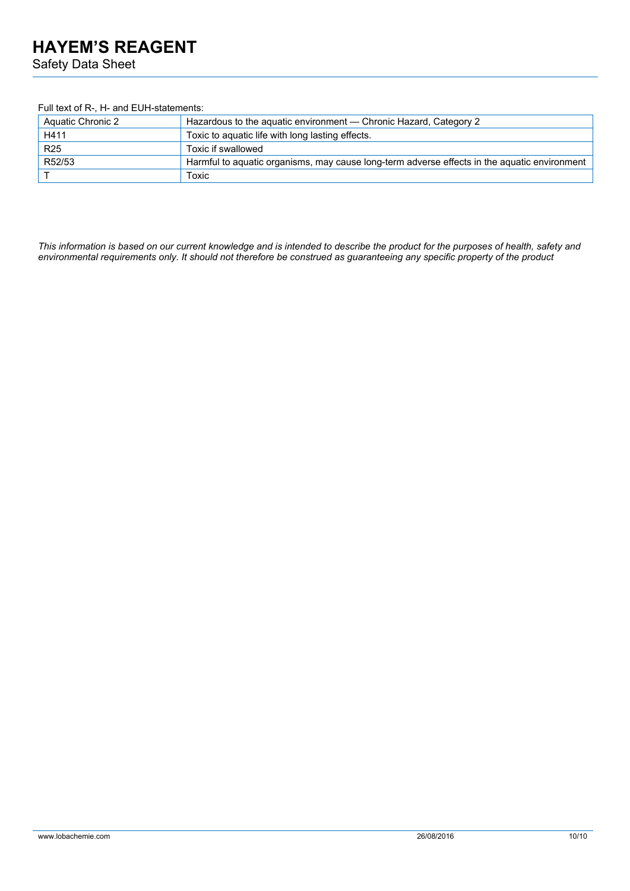Full text of R-, H- and EUH-statements:

| | |
|---|---|
| Aquatic Chronic 2 | Hazardous to the aquatic environment — Chronic Hazard, Category 2 |
| H411 | Toxic to aquatic life with long lasting effects. |
| R25 | Toxic if swallowed |
| R52/53 | Harmful to aquatic organisms, may cause long-term adverse effects in the aquatic environment |
| T | Toxic |

*This information is based on our current knowledge and is intended to describe the product for the purposes of health, safety and environmental requirements only. It should not therefore be construed as guaranteeing any specific property of the product*